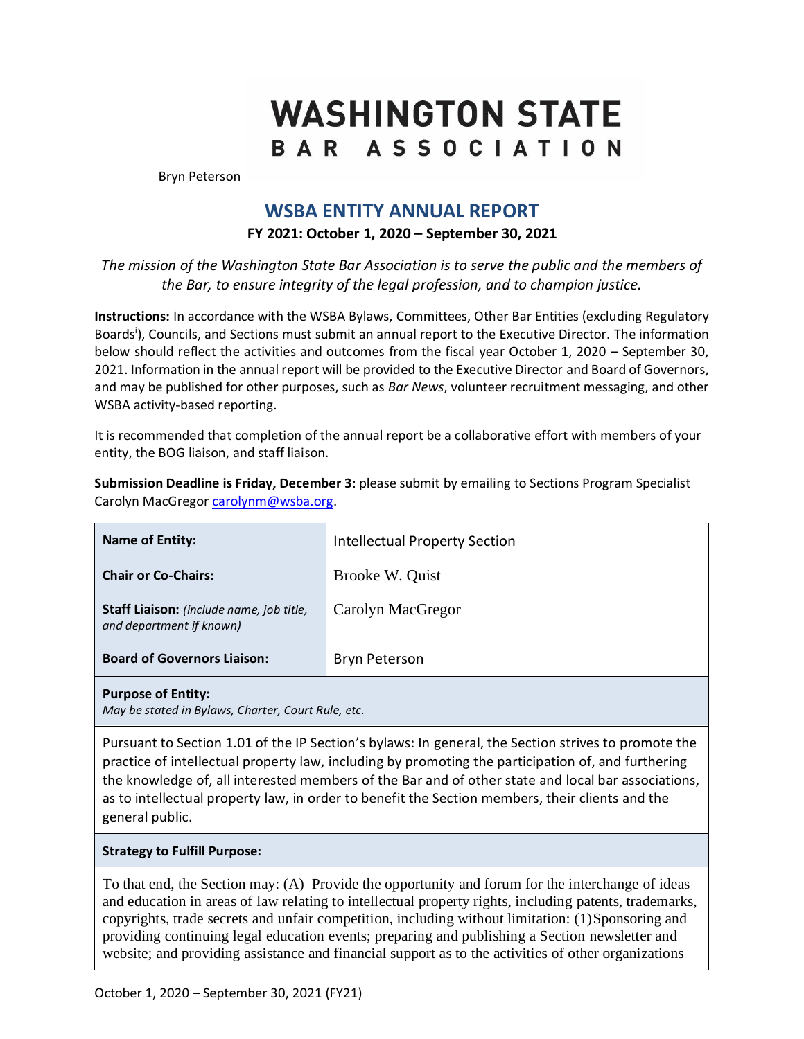# WASHINGTON STATE BAR ASSOCIATION

Bryn Peterson

## WSBA ENTITY ANNUAL REPORT

**FY 2021: October 1, 2020 – September 30, 2021**

*The mission of the Washington State Bar Association is to serve the public and the members of the Bar, to ensure integrity of the legal profession, and to champion justice.*

**Instructions:** In accordance with the WSBA Bylaws, Committees, Other Bar Entities (excluding Regulatory Boards[i]), Councils, and Sections must submit an annual report to the Executive Director. The information below should reflect the activities and outcomes from the fiscal year October 1, 2020 – September 30, 2021. Information in the annual report will be provided to the Executive Director and Board of Governors, and may be published for other purposes, such as *Bar News*, volunteer recruitment messaging, and other WSBA activity-based reporting.

It is recommended that completion of the annual report be a collaborative effort with members of your entity, the BOG liaison, and staff liaison.

**Submission Deadline is Friday, December 3**: please submit by emailing to Sections Program Specialist Carolyn MacGregor carolynm@wsba.org.

| **Name of Entity:** | Intellectual Property Section |
|---|---|
| **Chair or Co-Chairs:** | Brooke W. Quist |
| **Staff Liaison:** *(include name, job title, and department if known)* | Carolyn MacGregor |
| **Board of Governors Liaison:** | Bryn Peterson |

**Purpose of Entity:**
*May be stated in Bylaws, Charter, Court Rule, etc.*

Pursuant to Section 1.01 of the IP Section's bylaws: In general, the Section strives to promote the practice of intellectual property law, including by promoting the participation of, and furthering the knowledge of, all interested members of the Bar and of other state and local bar associations, as to intellectual property law, in order to benefit the Section members, their clients and the general public.

**Strategy to Fulfill Purpose:**

To that end, the Section may: (A) Provide the opportunity and forum for the interchange of ideas and education in areas of law relating to intellectual property rights, including patents, trademarks, copyrights, trade secrets and unfair competition, including without limitation: (1) Sponsoring and providing continuing legal education events; preparing and publishing a Section newsletter and website; and providing assistance and financial support as to the activities of other organizations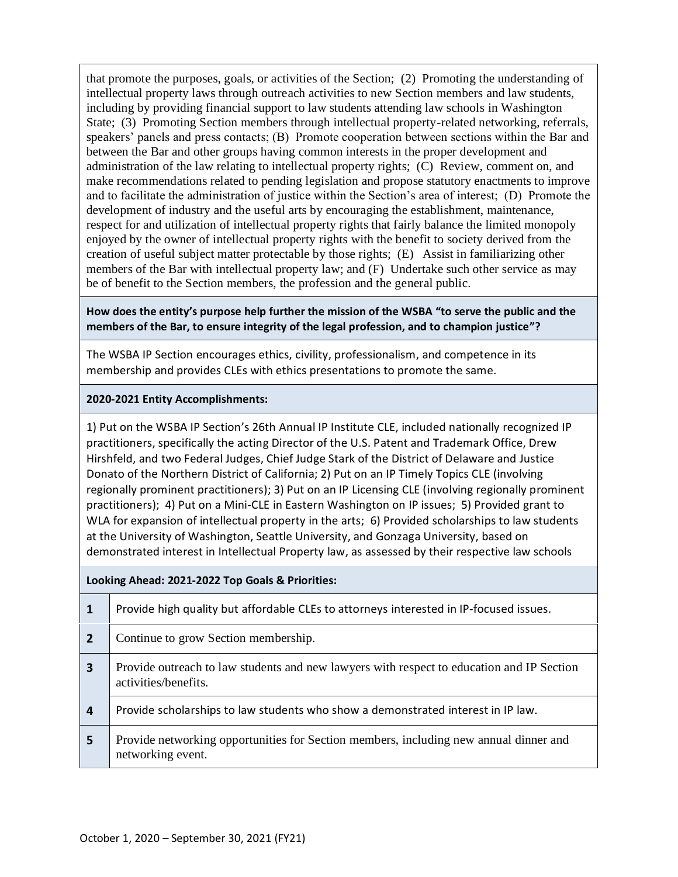that promote the purposes, goals, or activities of the Section; (2) Promoting the understanding of intellectual property laws through outreach activities to new Section members and law students, including by providing financial support to law students attending law schools in Washington State; (3) Promoting Section members through intellectual property-related networking, referrals, speakers' panels and press contacts; (B) Promote cooperation between sections within the Bar and between the Bar and other groups having common interests in the proper development and administration of the law relating to intellectual property rights; (C) Review, comment on, and make recommendations related to pending legislation and propose statutory enactments to improve and to facilitate the administration of justice within the Section's area of interest; (D) Promote the development of industry and the useful arts by encouraging the establishment, maintenance, respect for and utilization of intellectual property rights that fairly balance the limited monopoly enjoyed by the owner of intellectual property rights with the benefit to society derived from the creation of useful subject matter protectable by those rights; (E) Assist in familiarizing other members of the Bar with intellectual property law; and (F) Undertake such other service as may be of benefit to the Section members, the profession and the general public.

**How does the entity's purpose help further the mission of the WSBA "to serve the public and the members of the Bar, to ensure integrity of the legal profession, and to champion justice"?**

The WSBA IP Section encourages ethics, civility, professionalism, and competence in its membership and provides CLEs with ethics presentations to promote the same.

**2020-2021 Entity Accomplishments:**

1) Put on the WSBA IP Section's 26th Annual IP Institute CLE, included nationally recognized IP practitioners, specifically the acting Director of the U.S. Patent and Trademark Office, Drew Hirshfeld, and two Federal Judges, Chief Judge Stark of the District of Delaware and Justice Donato of the Northern District of California; 2) Put on an IP Timely Topics CLE (involving regionally prominent practitioners); 3) Put on an IP Licensing CLE (involving regionally prominent practitioners); 4) Put on a Mini-CLE in Eastern Washington on IP issues; 5) Provided grant to WLA for expansion of intellectual property in the arts; 6) Provided scholarships to law students at the University of Washington, Seattle University, and Gonzaga University, based on demonstrated interest in Intellectual Property law, as assessed by their respective law schools

**Looking Ahead: 2021-2022 Top Goals & Priorities:**

| | |
|---|---|
| **1** | Provide high quality but affordable CLEs to attorneys interested in IP-focused issues. |
| **2** | Continue to grow Section membership. |
| **3** | Provide outreach to law students and new lawyers with respect to education and IP Section activities/benefits. |
| **4** | Provide scholarships to law students who show a demonstrated interest in IP law. |
| **5** | Provide networking opportunities for Section members, including new annual dinner and networking event. |

October 1, 2020 – September 30, 2021 (FY21)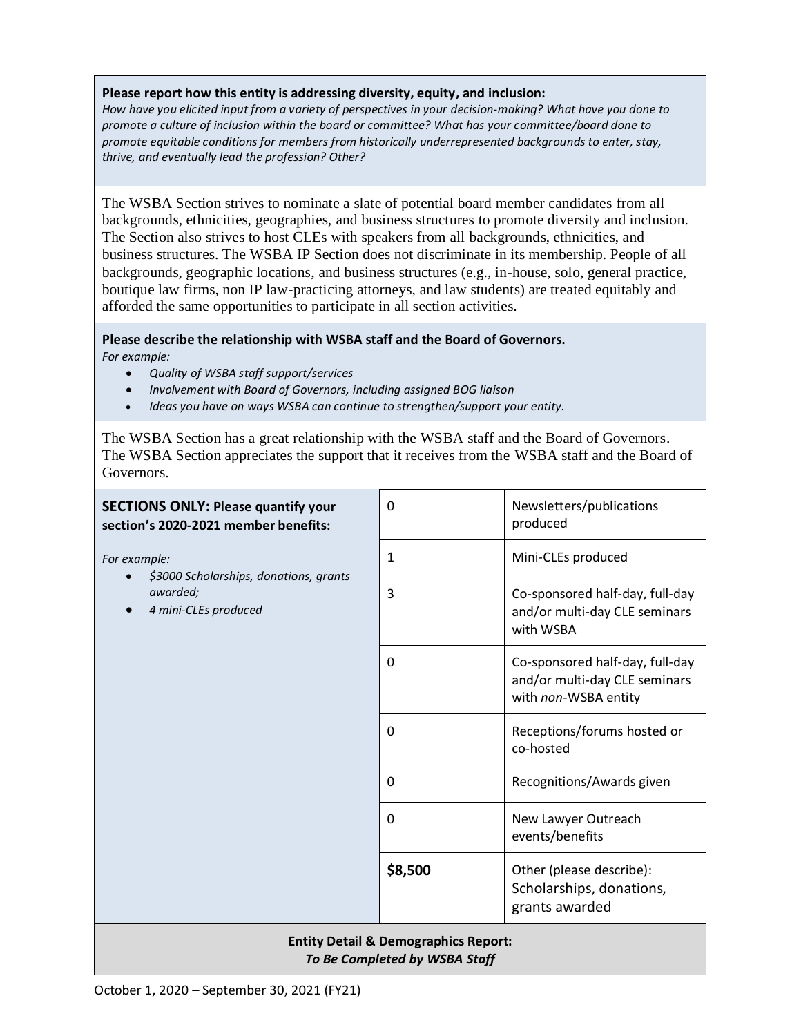**Please report how this entity is addressing diversity, equity, and inclusion:**

*How have you elicited input from a variety of perspectives in your decision-making? What have you done to promote a culture of inclusion within the board or committee? What has your committee/board done to promote equitable conditions for members from historically underrepresented backgrounds to enter, stay, thrive, and eventually lead the profession? Other?*

The WSBA Section strives to nominate a slate of potential board member candidates from all backgrounds, ethnicities, geographies, and business structures to promote diversity and inclusion. The Section also strives to host CLEs with speakers from all backgrounds, ethnicities, and business structures. The WSBA IP Section does not discriminate in its membership. People of all backgrounds, geographic locations, and business structures (e.g., in-house, solo, general practice, boutique law firms, non IP law-practicing attorneys, and law students) are treated equitably and afforded the same opportunities to participate in all section activities.

**Please describe the relationship with WSBA staff and the Board of Governors.**

*For example:*

- *Quality of WSBA staff support/services*
- *Involvement with Board of Governors, including assigned BOG liaison*
- *Ideas you have on ways WSBA can continue to strengthen/support your entity.*

The WSBA Section has a great relationship with the WSBA staff and the Board of Governors. The WSBA Section appreciates the support that it receives from the WSBA staff and the Board of Governors.

**SECTIONS ONLY: Please quantify your section's 2020-2021 member benefits:**

*For example:*

- *$3000 Scholarships, donations, grants awarded;*
- *4 mini-CLEs produced*

| Count | Benefit |
|---|---|
| 0 | Newsletters/publications produced |
| 1 | Mini-CLEs produced |
| 3 | Co-sponsored half-day, full-day and/or multi-day CLE seminars with WSBA |
| 0 | Co-sponsored half-day, full-day and/or multi-day CLE seminars with *non*-WSBA entity |
| 0 | Receptions/forums hosted or co-hosted |
| 0 | Recognitions/Awards given |
| 0 | New Lawyer Outreach events/benefits |
| **$8,500** | Other (please describe): Scholarships, donations, grants awarded |

**Entity Detail & Demographics Report:**
***To Be Completed by WSBA Staff***

October 1, 2020 – September 30, 2021 (FY21)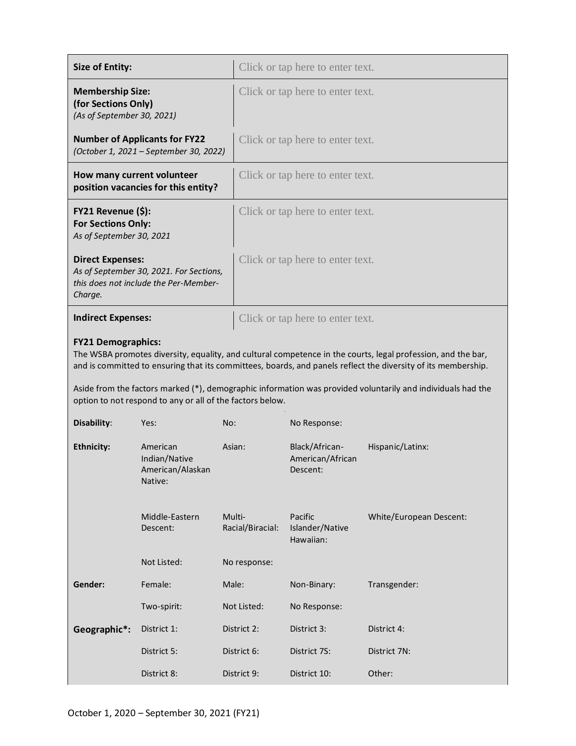| | |
|---|---|
| **Size of Entity:** | Click or tap here to enter text. |
| **Membership Size:** **(for Sections Only)** *(As of September 30, 2021)* | Click or tap here to enter text. |
| **Number of Applicants for FY22** *(October 1, 2021 – September 30, 2022)* | Click or tap here to enter text. |
| **How many current volunteer position vacancies for this entity?** | Click or tap here to enter text. |
| **FY21 Revenue ($):** **For Sections Only:** *As of September 30, 2021* | Click or tap here to enter text. |
| **Direct Expenses:** *As of September 30, 2021. For Sections, this does not include the Per-Member-Charge.* | Click or tap here to enter text. |
| **Indirect Expenses:** | Click or tap here to enter text. |

**FY21 Demographics:**

The WSBA promotes diversity, equality, and cultural competence in the courts, legal profession, and the bar, and is committed to ensuring that its committees, boards, and panels reflect the diversity of its membership.

Aside from the factors marked (*), demographic information was provided voluntarily and individuals had the option to not respond to any or all of the factors below.

| | | | | |
|---|---|---|---|---|
| **Disability**: | Yes: | No: | No Response: | |
| **Ethnicity:** | American Indian/Native American/Alaskan Native: | Asian: | Black/African-American/African Descent: | Hispanic/Latinx: |
| | Middle-Eastern Descent: | Multi-Racial/Biracial: | Pacific Islander/Native Hawaiian: | White/European Descent: |
| | Not Listed: | No response: | | |
| **Gender:** | Female: | Male: | Non-Binary: | Transgender: |
| | Two-spirit: | Not Listed: | No Response: | |
| **Geographic*:** | District 1: | District 2: | District 3: | District 4: |
| | District 5: | District 6: | District 7S: | District 7N: |
| | District 8: | District 9: | District 10: | Other: |

October 1, 2020 – September 30, 2021 (FY21)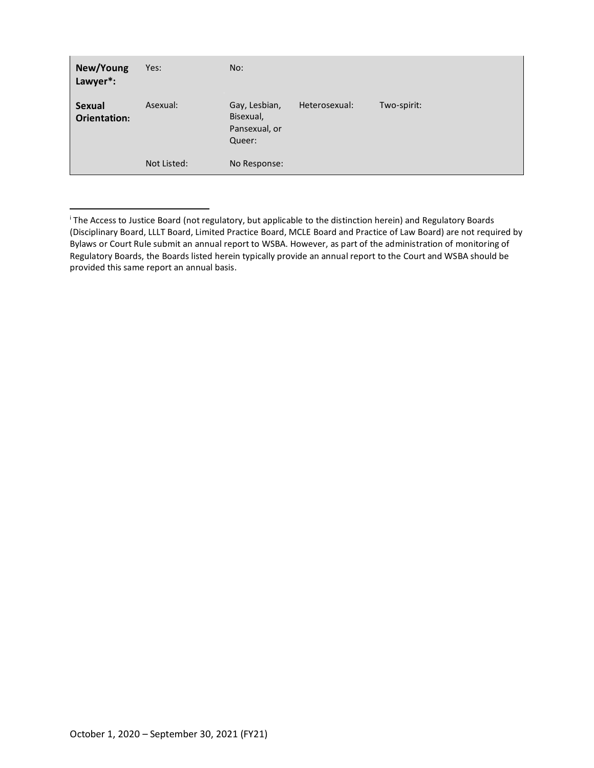| | | | | |
|---|---|---|---|---|
| **New/Young Lawyer*:** | Yes: | No: | | |
| **Sexual Orientation:** | Asexual: | Gay, Lesbian, Bisexual, Pansexual, or Queer: | Heterosexual: | Two-spirit: |
| | Not Listed: | No Response: | | |

[i] The Access to Justice Board (not regulatory, but applicable to the distinction herein) and Regulatory Boards (Disciplinary Board, LLLT Board, Limited Practice Board, MCLE Board and Practice of Law Board) are not required by Bylaws or Court Rule submit an annual report to WSBA. However, as part of the administration of monitoring of Regulatory Boards, the Boards listed herein typically provide an annual report to the Court and WSBA should be provided this same report an annual basis.

October 1, 2020 – September 30, 2021 (FY21)